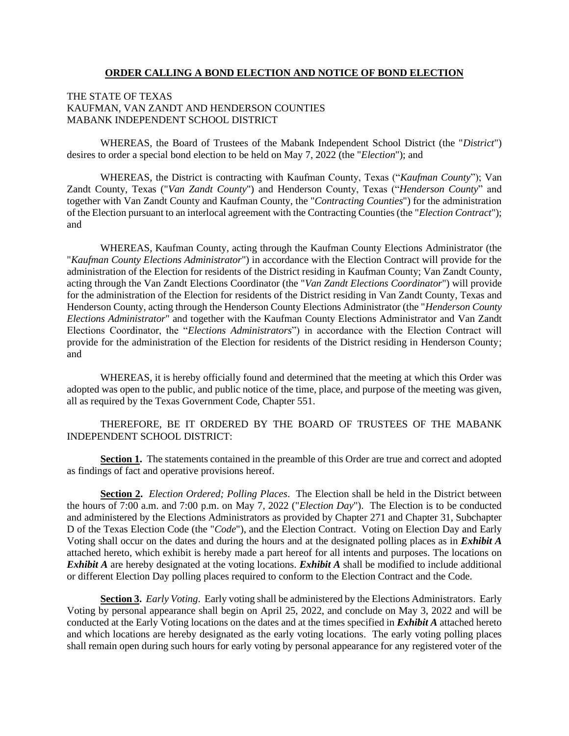# ORDER CALLING A BOND ELECTION AND NOTICE OF BOND ELECTION

THE STATE OF TEXAS
KAUFMAN, VAN ZANDT AND HENDERSON COUNTIES
MABANK INDEPENDENT SCHOOL DISTRICT

WHEREAS, the Board of Trustees of the Mabank Independent School District (the "*District*") desires to order a special bond election to be held on May 7, 2022 (the "*Election*"); and

WHEREAS, the District is contracting with Kaufman County, Texas ("*Kaufman County*"); Van Zandt County, Texas ("*Van Zandt County*") and Henderson County, Texas ("*Henderson County*" and together with Van Zandt County and Kaufman County, the "*Contracting Counties*") for the administration of the Election pursuant to an interlocal agreement with the Contracting Counties (the "*Election Contract*"); and

WHEREAS, Kaufman County, acting through the Kaufman County Elections Administrator (the "*Kaufman County Elections Administrator*") in accordance with the Election Contract will provide for the administration of the Election for residents of the District residing in Kaufman County; Van Zandt County, acting through the Van Zandt Elections Coordinator (the "*Van Zandt Elections Coordinator*") will provide for the administration of the Election for residents of the District residing in Van Zandt County, Texas and Henderson County, acting through the Henderson County Elections Administrator (the "*Henderson County Elections Administrator*" and together with the Kaufman County Elections Administrator and Van Zandt Elections Coordinator, the "*Elections Administrators*") in accordance with the Election Contract will provide for the administration of the Election for residents of the District residing in Henderson County; and

WHEREAS, it is hereby officially found and determined that the meeting at which this Order was adopted was open to the public, and public notice of the time, place, and purpose of the meeting was given, all as required by the Texas Government Code, Chapter 551.

THEREFORE, BE IT ORDERED BY THE BOARD OF TRUSTEES OF THE MABANK INDEPENDENT SCHOOL DISTRICT:

**Section 1.** The statements contained in the preamble of this Order are true and correct and adopted as findings of fact and operative provisions hereof.

**Section 2.** *Election Ordered; Polling Places*. The Election shall be held in the District between the hours of 7:00 a.m. and 7:00 p.m. on May 7, 2022 ("*Election Day*"). The Election is to be conducted and administered by the Elections Administrators as provided by Chapter 271 and Chapter 31, Subchapter D of the Texas Election Code (the "*Code*"), and the Election Contract. Voting on Election Day and Early Voting shall occur on the dates and during the hours and at the designated polling places as in ***Exhibit A*** attached hereto, which exhibit is hereby made a part hereof for all intents and purposes. The locations on ***Exhibit A*** are hereby designated at the voting locations. ***Exhibit A*** shall be modified to include additional or different Election Day polling places required to conform to the Election Contract and the Code.

**Section 3.** *Early Voting*. Early voting shall be administered by the Elections Administrators. Early Voting by personal appearance shall begin on April 25, 2022, and conclude on May 3, 2022 and will be conducted at the Early Voting locations on the dates and at the times specified in ***Exhibit A*** attached hereto and which locations are hereby designated as the early voting locations. The early voting polling places shall remain open during such hours for early voting by personal appearance for any registered voter of the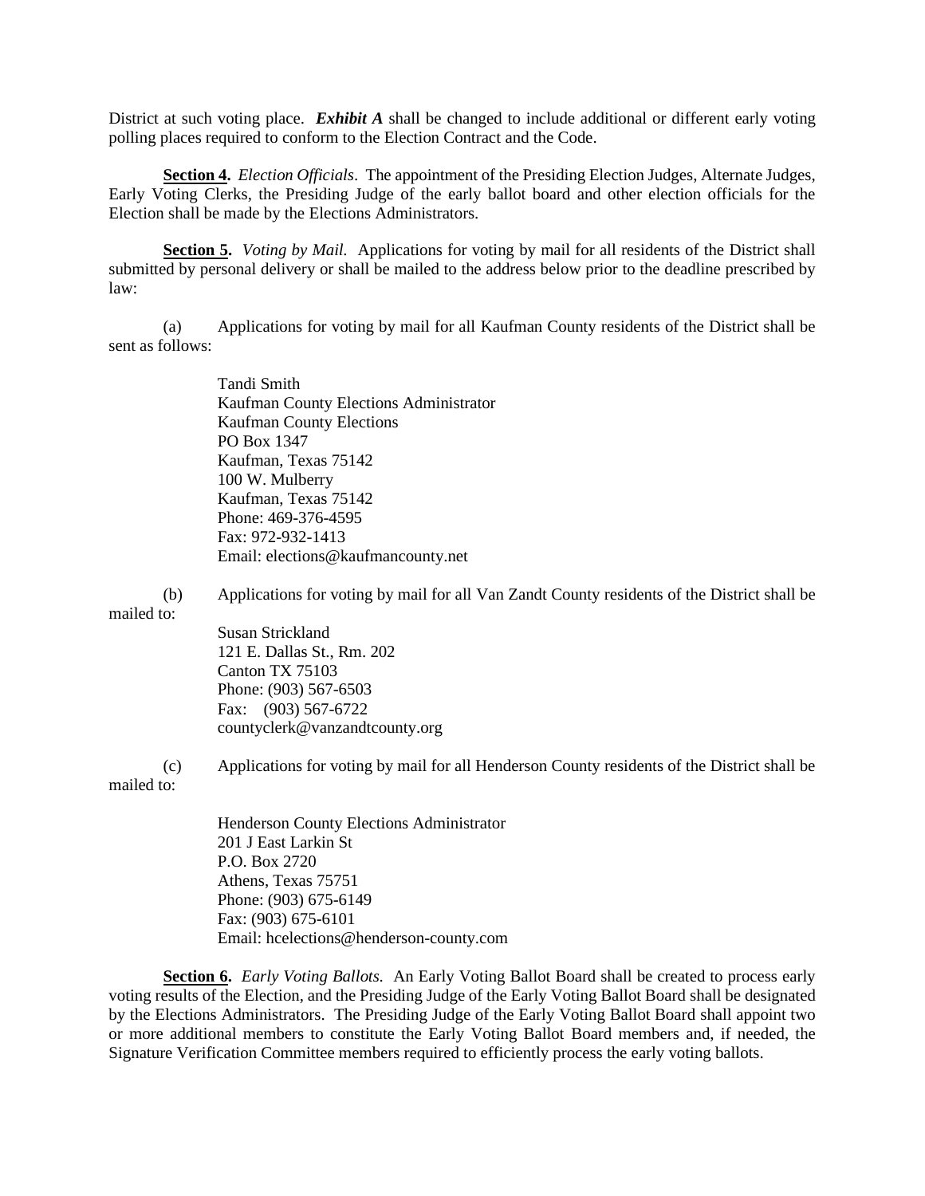District at such voting place. ***Exhibit A*** shall be changed to include additional or different early voting polling places required to conform to the Election Contract and the Code.

**Section 4.** *Election Officials*. The appointment of the Presiding Election Judges, Alternate Judges, Early Voting Clerks, the Presiding Judge of the early ballot board and other election officials for the Election shall be made by the Elections Administrators.

**Section 5.** *Voting by Mail.* Applications for voting by mail for all residents of the District shall submitted by personal delivery or shall be mailed to the address below prior to the deadline prescribed by law:

(a) Applications for voting by mail for all Kaufman County residents of the District shall be sent as follows:

> Tandi Smith
> Kaufman County Elections Administrator
> Kaufman County Elections
> PO Box 1347
> Kaufman, Texas 75142
> 100 W. Mulberry
> Kaufman, Texas 75142
> Phone: 469-376-4595
> Fax: 972-932-1413
> Email: elections@kaufmancounty.net

(b) Applications for voting by mail for all Van Zandt County residents of the District shall be mailed to:

> Susan Strickland
> 121 E. Dallas St., Rm. 202
> Canton TX 75103
> Phone: (903) 567-6503
> Fax: (903) 567-6722
> countyclerk@vanzandtcounty.org

(c) Applications for voting by mail for all Henderson County residents of the District shall be mailed to:

> Henderson County Elections Administrator
> 201 J East Larkin St
> P.O. Box 2720
> Athens, Texas 75751
> Phone: (903) 675-6149
> Fax: (903) 675-6101
> Email: hcelections@henderson-county.com

**Section 6.** *Early Voting Ballots.* An Early Voting Ballot Board shall be created to process early voting results of the Election, and the Presiding Judge of the Early Voting Ballot Board shall be designated by the Elections Administrators. The Presiding Judge of the Early Voting Ballot Board shall appoint two or more additional members to constitute the Early Voting Ballot Board members and, if needed, the Signature Verification Committee members required to efficiently process the early voting ballots.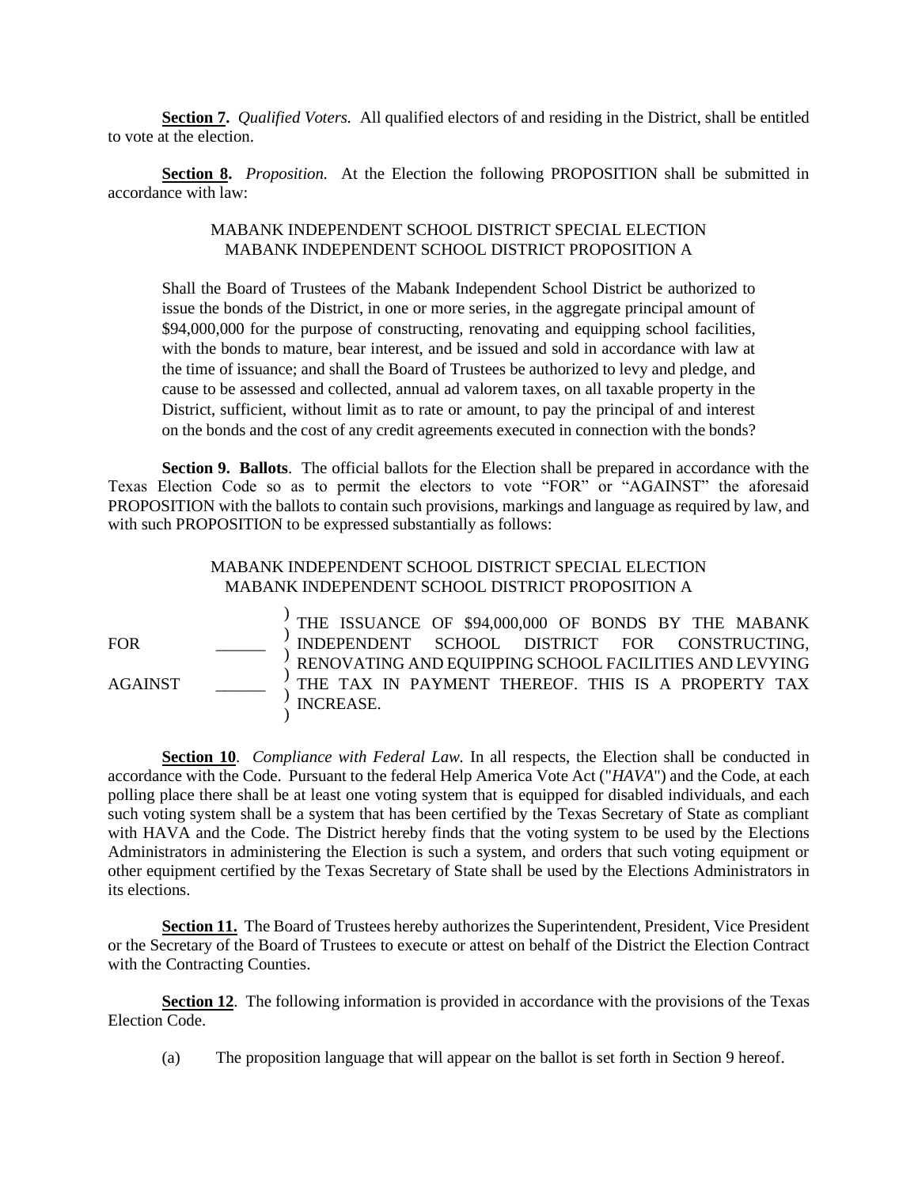**Section 7.** *Qualified Voters.* All qualified electors of and residing in the District, shall be entitled to vote at the election.

**Section 8.** *Proposition.* At the Election the following PROPOSITION shall be submitted in accordance with law:

MABANK INDEPENDENT SCHOOL DISTRICT SPECIAL ELECTION
MABANK INDEPENDENT SCHOOL DISTRICT PROPOSITION A

> Shall the Board of Trustees of the Mabank Independent School District be authorized to issue the bonds of the District, in one or more series, in the aggregate principal amount of $94,000,000 for the purpose of constructing, renovating and equipping school facilities, with the bonds to mature, bear interest, and be issued and sold in accordance with law at the time of issuance; and shall the Board of Trustees be authorized to levy and pledge, and cause to be assessed and collected, annual ad valorem taxes, on all taxable property in the District, sufficient, without limit as to rate or amount, to pay the principal of and interest on the bonds and the cost of any credit agreements executed in connection with the bonds?

**Section 9. Ballots**. The official ballots for the Election shall be prepared in accordance with the Texas Election Code so as to permit the electors to vote "FOR" or "AGAINST" the aforesaid PROPOSITION with the ballots to contain such provisions, markings and language as required by law, and with such PROPOSITION to be expressed substantially as follows:

MABANK INDEPENDENT SCHOOL DISTRICT SPECIAL ELECTION
MABANK INDEPENDENT SCHOOL DISTRICT PROPOSITION A

| | | |
|---|---|---|
| FOR | ______ | THE ISSUANCE OF $94,000,000 OF BONDS BY THE MABANK INDEPENDENT SCHOOL DISTRICT FOR CONSTRUCTING, RENOVATING AND EQUIPPING SCHOOL FACILITIES AND LEVYING THE TAX IN PAYMENT THEREOF. THIS IS A PROPERTY TAX INCREASE. |
| AGAINST | ______ | |

**Section 10**. *Compliance with Federal Law.* In all respects, the Election shall be conducted in accordance with the Code. Pursuant to the federal Help America Vote Act ("*HAVA*") and the Code, at each polling place there shall be at least one voting system that is equipped for disabled individuals, and each such voting system shall be a system that has been certified by the Texas Secretary of State as compliant with HAVA and the Code. The District hereby finds that the voting system to be used by the Elections Administrators in administering the Election is such a system, and orders that such voting equipment or other equipment certified by the Texas Secretary of State shall be used by the Elections Administrators in its elections.

**Section 11.** The Board of Trustees hereby authorizes the Superintendent, President, Vice President or the Secretary of the Board of Trustees to execute or attest on behalf of the District the Election Contract with the Contracting Counties.

**Section 12**. The following information is provided in accordance with the provisions of the Texas Election Code.

(a) The proposition language that will appear on the ballot is set forth in Section 9 hereof.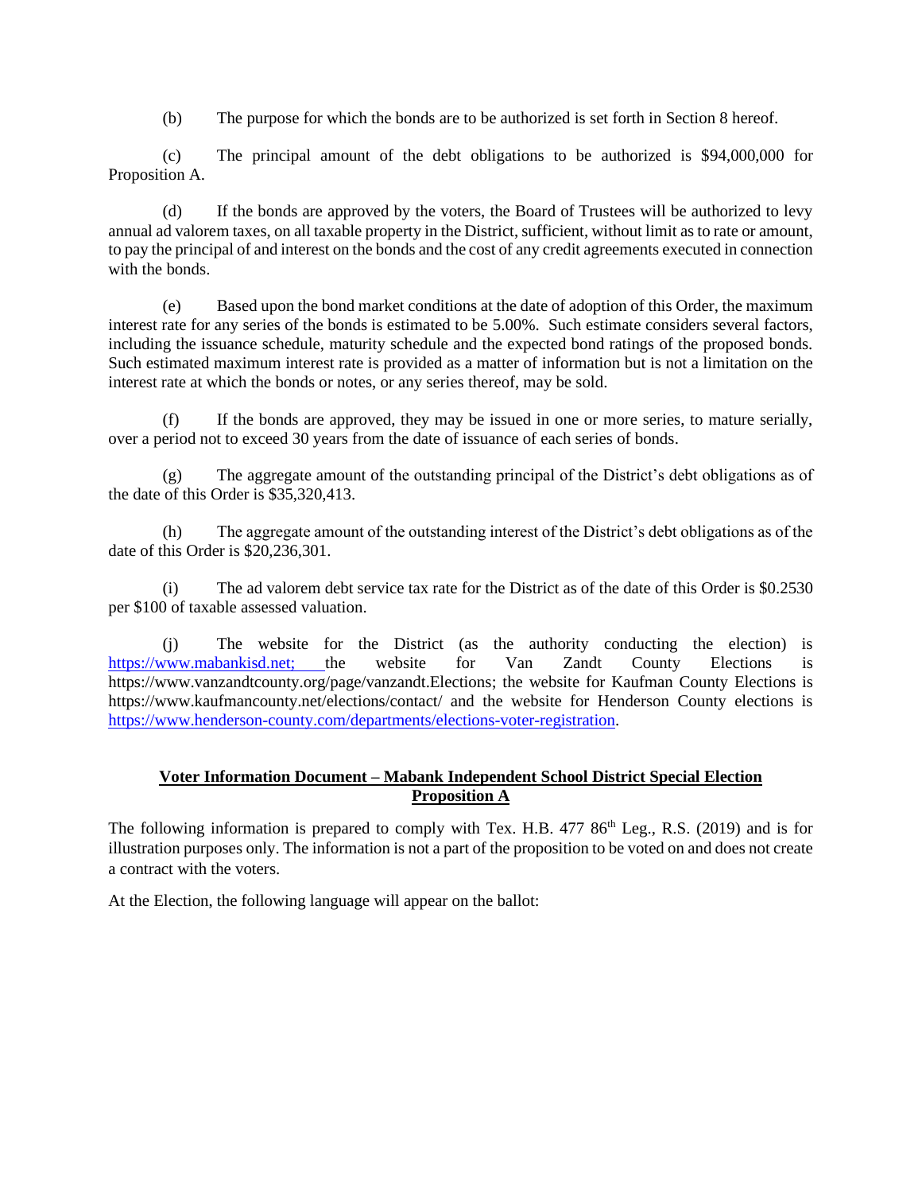(b) The purpose for which the bonds are to be authorized is set forth in Section 8 hereof.

(c) The principal amount of the debt obligations to be authorized is $94,000,000 for Proposition A.

(d) If the bonds are approved by the voters, the Board of Trustees will be authorized to levy annual ad valorem taxes, on all taxable property in the District, sufficient, without limit as to rate or amount, to pay the principal of and interest on the bonds and the cost of any credit agreements executed in connection with the bonds.

(e) Based upon the bond market conditions at the date of adoption of this Order, the maximum interest rate for any series of the bonds is estimated to be 5.00%. Such estimate considers several factors, including the issuance schedule, maturity schedule and the expected bond ratings of the proposed bonds. Such estimated maximum interest rate is provided as a matter of information but is not a limitation on the interest rate at which the bonds or notes, or any series thereof, may be sold.

(f) If the bonds are approved, they may be issued in one or more series, to mature serially, over a period not to exceed 30 years from the date of issuance of each series of bonds.

(g) The aggregate amount of the outstanding principal of the District's debt obligations as of the date of this Order is $35,320,413.

(h) The aggregate amount of the outstanding interest of the District's debt obligations as of the date of this Order is $20,236,301.

(i) The ad valorem debt service tax rate for the District as of the date of this Order is $0.2530 per $100 of taxable assessed valuation.

(j) The website for the District (as the authority conducting the election) is https://www.mabankisd.net; the website for Van Zandt County Elections is https://www.vanzandtcounty.org/page/vanzandt.Elections; the website for Kaufman County Elections is https://www.kaufmancounty.net/elections/contact/ and the website for Henderson County elections is https://www.henderson-county.com/departments/elections-voter-registration.

**Voter Information Document – Mabank Independent School District Special Election Proposition A**

The following information is prepared to comply with Tex. H.B. 477 86th Leg., R.S. (2019) and is for illustration purposes only. The information is not a part of the proposition to be voted on and does not create a contract with the voters.

At the Election, the following language will appear on the ballot: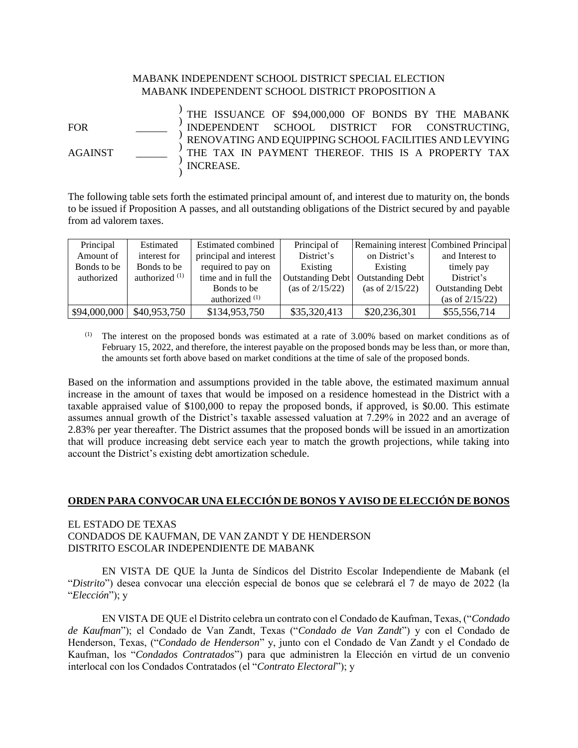MABANK INDEPENDENT SCHOOL DISTRICT SPECIAL ELECTION
MABANK INDEPENDENT SCHOOL DISTRICT PROPOSITION A

| | | |
|---|---|---|
| FOR | ______ | THE ISSUANCE OF $94,000,000 OF BONDS BY THE MABANK INDEPENDENT SCHOOL DISTRICT FOR CONSTRUCTING, RENOVATING AND EQUIPPING SCHOOL FACILITIES AND LEVYING THE TAX IN PAYMENT THEREOF. THIS IS A PROPERTY TAX INCREASE. |
| AGAINST | ______ | |

The following table sets forth the estimated principal amount of, and interest due to maturity on, the bonds to be issued if Proposition A passes, and all outstanding obligations of the District secured by and payable from ad valorem taxes.

| Principal Amount of Bonds to be authorized | Estimated interest for Bonds to be authorized [(1)] | Estimated combined principal and interest required to pay on time and in full the Bonds to be authorized [(1)] | Principal of District's Existing Outstanding Debt (as of 2/15/22) | Remaining interest on District's Existing Outstanding Debt (as of 2/15/22) | Combined Principal and Interest to timely pay District's Outstanding Debt (as of 2/15/22) |
|---|---|---|---|---|---|
| $94,000,000 | $40,953,750 | $134,953,750 | $35,320,413 | $20,236,301 | $55,556,714 |

[(1)] The interest on the proposed bonds was estimated at a rate of 3.00% based on market conditions as of February 15, 2022, and therefore, the interest payable on the proposed bonds may be less than, or more than, the amounts set forth above based on market conditions at the time of sale of the proposed bonds.

Based on the information and assumptions provided in the table above, the estimated maximum annual increase in the amount of taxes that would be imposed on a residence homestead in the District with a taxable appraised value of $100,000 to repay the proposed bonds, if approved, is $0.00. This estimate assumes annual growth of the District's taxable assessed valuation at 7.29% in 2022 and an average of 2.83% per year thereafter. The District assumes that the proposed bonds will be issued in an amortization that will produce increasing debt service each year to match the growth projections, while taking into account the District's existing debt amortization schedule.

**ORDEN PARA CONVOCAR UNA ELECCIÓN DE BONOS Y AVISO DE ELECCIÓN DE BONOS**

EL ESTADO DE TEXAS
CONDADOS DE KAUFMAN, DE VAN ZANDT Y DE HENDERSON
DISTRITO ESCOLAR INDEPENDIENTE DE MABANK

EN VISTA DE QUE la Junta de Síndicos del Distrito Escolar Independiente de Mabank (el "*Distrito*") desea convocar una elección especial de bonos que se celebrará el 7 de mayo de 2022 (la "*Elección*"); y

EN VISTA DE QUE el Distrito celebra un contrato con el Condado de Kaufman, Texas, ("*Condado de Kaufman*"); el Condado de Van Zandt, Texas ("*Condado de Van Zandt*") y con el Condado de Henderson, Texas, ("*Condado de Henderson*" y, junto con el Condado de Van Zandt y el Condado de Kaufman, los "*Condados Contratados*") para que administren la Elección en virtud de un convenio interlocal con los Condados Contratados (el "*Contrato Electoral*"); y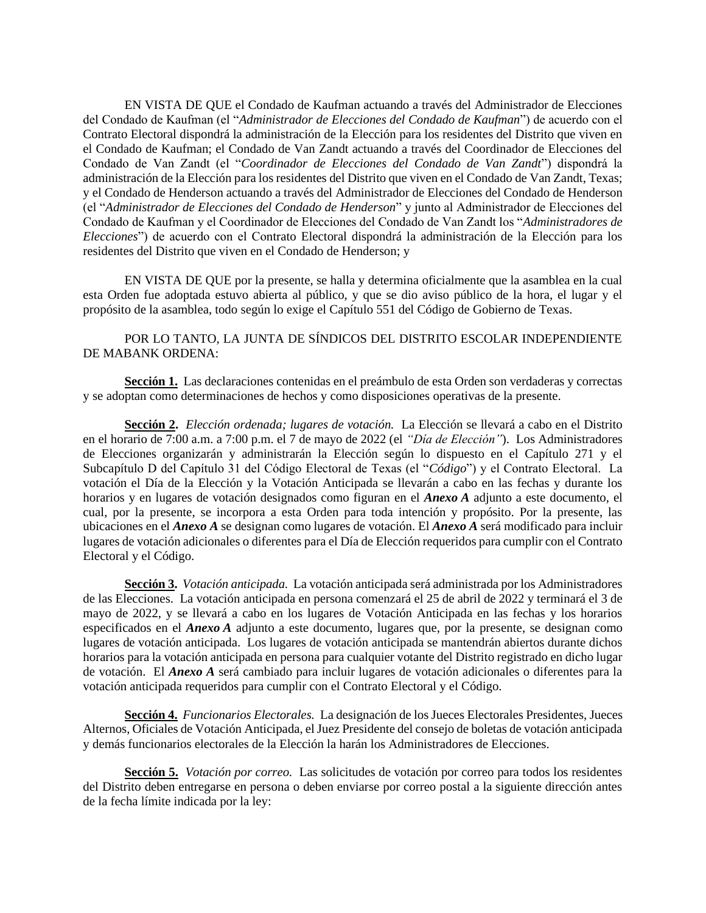EN VISTA DE QUE el Condado de Kaufman actuando a través del Administrador de Elecciones del Condado de Kaufman (el "*Administrador de Elecciones del Condado de Kaufman*") de acuerdo con el Contrato Electoral dispondrá la administración de la Elección para los residentes del Distrito que viven en el Condado de Kaufman; el Condado de Van Zandt actuando a través del Coordinador de Elecciones del Condado de Van Zandt (el "*Coordinador de Elecciones del Condado de Van Zandt*") dispondrá la administración de la Elección para los residentes del Distrito que viven en el Condado de Van Zandt, Texas; y el Condado de Henderson actuando a través del Administrador de Elecciones del Condado de Henderson (el "*Administrador de Elecciones del Condado de Henderson*" y junto al Administrador de Elecciones del Condado de Kaufman y el Coordinador de Elecciones del Condado de Van Zandt los "*Administradores de Elecciones*") de acuerdo con el Contrato Electoral dispondrá la administración de la Elección para los residentes del Distrito que viven en el Condado de Henderson; y

EN VISTA DE QUE por la presente, se halla y determina oficialmente que la asamblea en la cual esta Orden fue adoptada estuvo abierta al público, y que se dio aviso público de la hora, el lugar y el propósito de la asamblea, todo según lo exige el Capítulo 551 del Código de Gobierno de Texas.

POR LO TANTO, LA JUNTA DE SÍNDICOS DEL DISTRITO ESCOLAR INDEPENDIENTE DE MABANK ORDENA:

**Sección 1.** Las declaraciones contenidas en el preámbulo de esta Orden son verdaderas y correctas y se adoptan como determinaciones de hechos y como disposiciones operativas de la presente.

**Sección 2.** *Elección ordenada; lugares de votación.* La Elección se llevará a cabo en el Distrito en el horario de 7:00 a.m. a 7:00 p.m. el 7 de mayo de 2022 (el *"Día de Elección"*). Los Administradores de Elecciones organizarán y administrarán la Elección según lo dispuesto en el Capítulo 271 y el Subcapítulo D del Capítulo 31 del Código Electoral de Texas (el "*Código*") y el Contrato Electoral. La votación el Día de la Elección y la Votación Anticipada se llevarán a cabo en las fechas y durante los horarios y en lugares de votación designados como figuran en el ***Anexo A*** adjunto a este documento, el cual, por la presente, se incorpora a esta Orden para toda intención y propósito. Por la presente, las ubicaciones en el ***Anexo A*** se designan como lugares de votación. El ***Anexo A*** será modificado para incluir lugares de votación adicionales o diferentes para el Día de Elección requeridos para cumplir con el Contrato Electoral y el Código.

**Sección 3.** *Votación anticipada.* La votación anticipada será administrada por los Administradores de las Elecciones. La votación anticipada en persona comenzará el 25 de abril de 2022 y terminará el 3 de mayo de 2022, y se llevará a cabo en los lugares de Votación Anticipada en las fechas y los horarios especificados en el ***Anexo A*** adjunto a este documento, lugares que, por la presente, se designan como lugares de votación anticipada. Los lugares de votación anticipada se mantendrán abiertos durante dichos horarios para la votación anticipada en persona para cualquier votante del Distrito registrado en dicho lugar de votación. El ***Anexo A*** será cambiado para incluir lugares de votación adicionales o diferentes para la votación anticipada requeridos para cumplir con el Contrato Electoral y el Código.

**Sección 4.** *Funcionarios Electorales.* La designación de los Jueces Electorales Presidentes, Jueces Alternos, Oficiales de Votación Anticipada, el Juez Presidente del consejo de boletas de votación anticipada y demás funcionarios electorales de la Elección la harán los Administradores de Elecciones.

**Sección 5.** *Votación por correo.* Las solicitudes de votación por correo para todos los residentes del Distrito deben entregarse en persona o deben enviarse por correo postal a la siguiente dirección antes de la fecha límite indicada por la ley: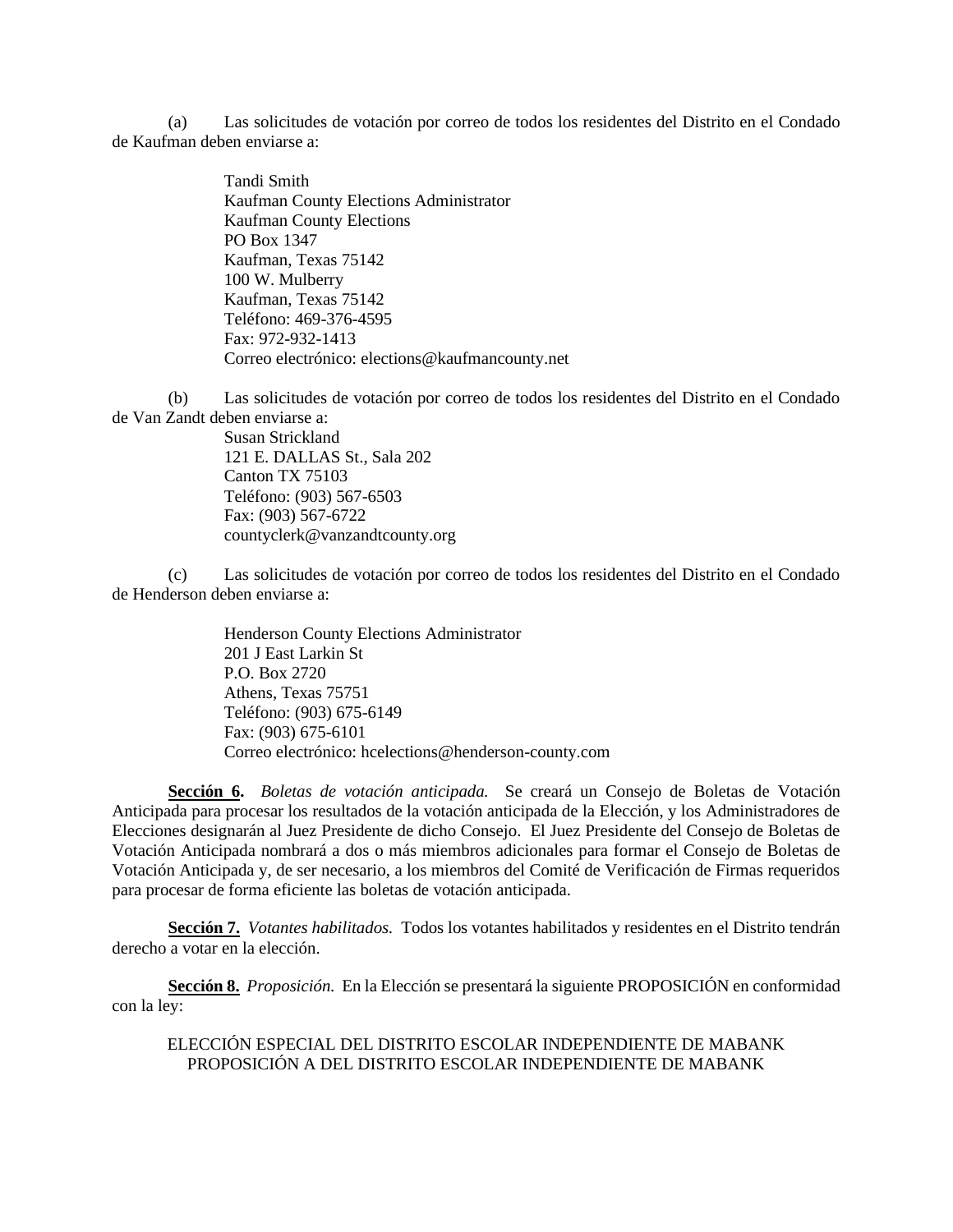(a) Las solicitudes de votación por correo de todos los residentes del Distrito en el Condado de Kaufman deben enviarse a:

Tandi Smith
Kaufman County Elections Administrator
Kaufman County Elections
PO Box 1347
Kaufman, Texas 75142
100 W. Mulberry
Kaufman, Texas 75142
Teléfono: 469-376-4595
Fax: 972-932-1413
Correo electrónico: elections@kaufmancounty.net

(b) Las solicitudes de votación por correo de todos los residentes del Distrito en el Condado de Van Zandt deben enviarse a:

Susan Strickland
121 E. DALLAS St., Sala 202
Canton TX 75103
Teléfono: (903) 567-6503
Fax: (903) 567-6722
countyclerk@vanzandtcounty.org

(c) Las solicitudes de votación por correo de todos los residentes del Distrito en el Condado de Henderson deben enviarse a:

Henderson County Elections Administrator
201 J East Larkin St
P.O. Box 2720
Athens, Texas 75751
Teléfono: (903) 675-6149
Fax: (903) 675-6101
Correo electrónico: hcelections@henderson-county.com

**Sección 6.** *Boletas de votación anticipada.* Se creará un Consejo de Boletas de Votación Anticipada para procesar los resultados de la votación anticipada de la Elección, y los Administradores de Elecciones designarán al Juez Presidente de dicho Consejo. El Juez Presidente del Consejo de Boletas de Votación Anticipada nombrará a dos o más miembros adicionales para formar el Consejo de Boletas de Votación Anticipada y, de ser necesario, a los miembros del Comité de Verificación de Firmas requeridos para procesar de forma eficiente las boletas de votación anticipada.

**Sección 7.** *Votantes habilitados.* Todos los votantes habilitados y residentes en el Distrito tendrán derecho a votar en la elección.

**Sección 8.** *Proposición.* En la Elección se presentará la siguiente PROPOSICIÓN en conformidad con la ley:

ELECCIÓN ESPECIAL DEL DISTRITO ESCOLAR INDEPENDIENTE DE MABANK
PROPOSICIÓN A DEL DISTRITO ESCOLAR INDEPENDIENTE DE MABANK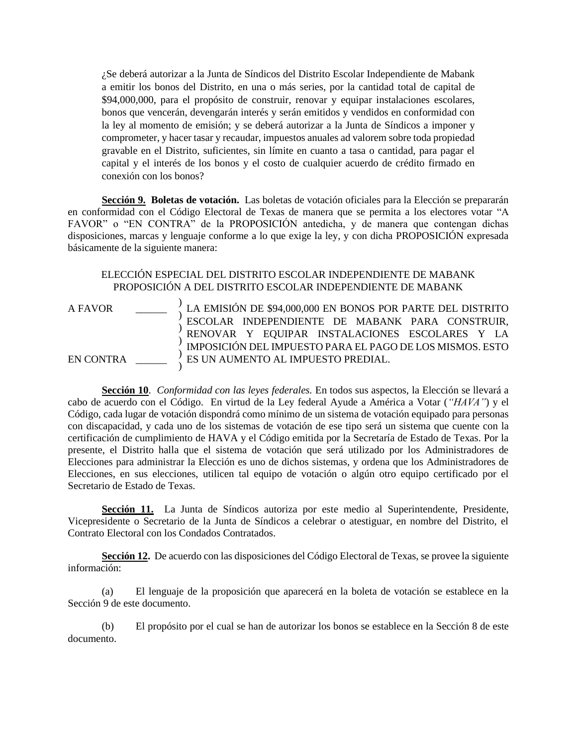> ¿Se deberá autorizar a la Junta de Síndicos del Distrito Escolar Independiente de Mabank a emitir los bonos del Distrito, en una o más series, por la cantidad total de capital de $94,000,000, para el propósito de construir, renovar y equipar instalaciones escolares, bonos que vencerán, devengarán interés y serán emitidos y vendidos en conformidad con la ley al momento de emisión; y se deberá autorizar a la Junta de Síndicos a imponer y comprometer, y hacer tasar y recaudar, impuestos anuales ad valorem sobre toda propiedad gravable en el Distrito, suficientes, sin límite en cuanto a tasa o cantidad, para pagar el capital y el interés de los bonos y el costo de cualquier acuerdo de crédito firmado en conexión con los bonos?

**<u>Sección 9.</u> Boletas de votación.** Las boletas de votación oficiales para la Elección se prepararán en conformidad con el Código Electoral de Texas de manera que se permita a los electores votar "A FAVOR" o "EN CONTRA" de la PROPOSICIÓN antedicha, y de manera que contengan dichas disposiciones, marcas y lenguaje conforme a lo que exige la ley, y con dicha PROPOSICIÓN expresada básicamente de la siguiente manera:

ELECCIÓN ESPECIAL DEL DISTRITO ESCOLAR INDEPENDIENTE DE MABANK
PROPOSICIÓN A DEL DISTRITO ESCOLAR INDEPENDIENTE DE MABANK

| | | | |
|---|---|---|---|
| A FAVOR | ______ | ) | LA EMISIÓN DE $94,000,000 EN BONOS POR PARTE DEL DISTRITO ESCOLAR INDEPENDIENTE DE MABANK PARA CONSTRUIR, RENOVAR Y EQUIPAR INSTALACIONES ESCOLARES Y LA IMPOSICIÓN DEL IMPUESTO PARA EL PAGO DE LOS MISMOS. ESTO ES UN AUMENTO AL IMPUESTO PREDIAL. |
| EN CONTRA | ______ | ) | |

**<u>Sección 10</u>**. *Conformidad con las leyes federales.* En todos sus aspectos, la Elección se llevará a cabo de acuerdo con el Código. En virtud de la Ley federal Ayude a América a Votar (*"HAVA"*) y el Código, cada lugar de votación dispondrá como mínimo de un sistema de votación equipado para personas con discapacidad, y cada uno de los sistemas de votación de ese tipo será un sistema que cuente con la certificación de cumplimiento de HAVA y el Código emitida por la Secretaría de Estado de Texas. Por la presente, el Distrito halla que el sistema de votación que será utilizado por los Administradores de Elecciones para administrar la Elección es uno de dichos sistemas, y ordena que los Administradores de Elecciones, en sus elecciones, utilicen tal equipo de votación o algún otro equipo certificado por el Secretario de Estado de Texas.

**<u>Sección 11.</u>** La Junta de Síndicos autoriza por este medio al Superintendente, Presidente, Vicepresidente o Secretario de la Junta de Síndicos a celebrar o atestiguar, en nombre del Distrito, el Contrato Electoral con los Condados Contratados.

**<u>Sección 12</u>.** De acuerdo con las disposiciones del Código Electoral de Texas, se provee la siguiente información:

(a) El lenguaje de la proposición que aparecerá en la boleta de votación se establece en la Sección 9 de este documento.

(b) El propósito por el cual se han de autorizar los bonos se establece en la Sección 8 de este documento.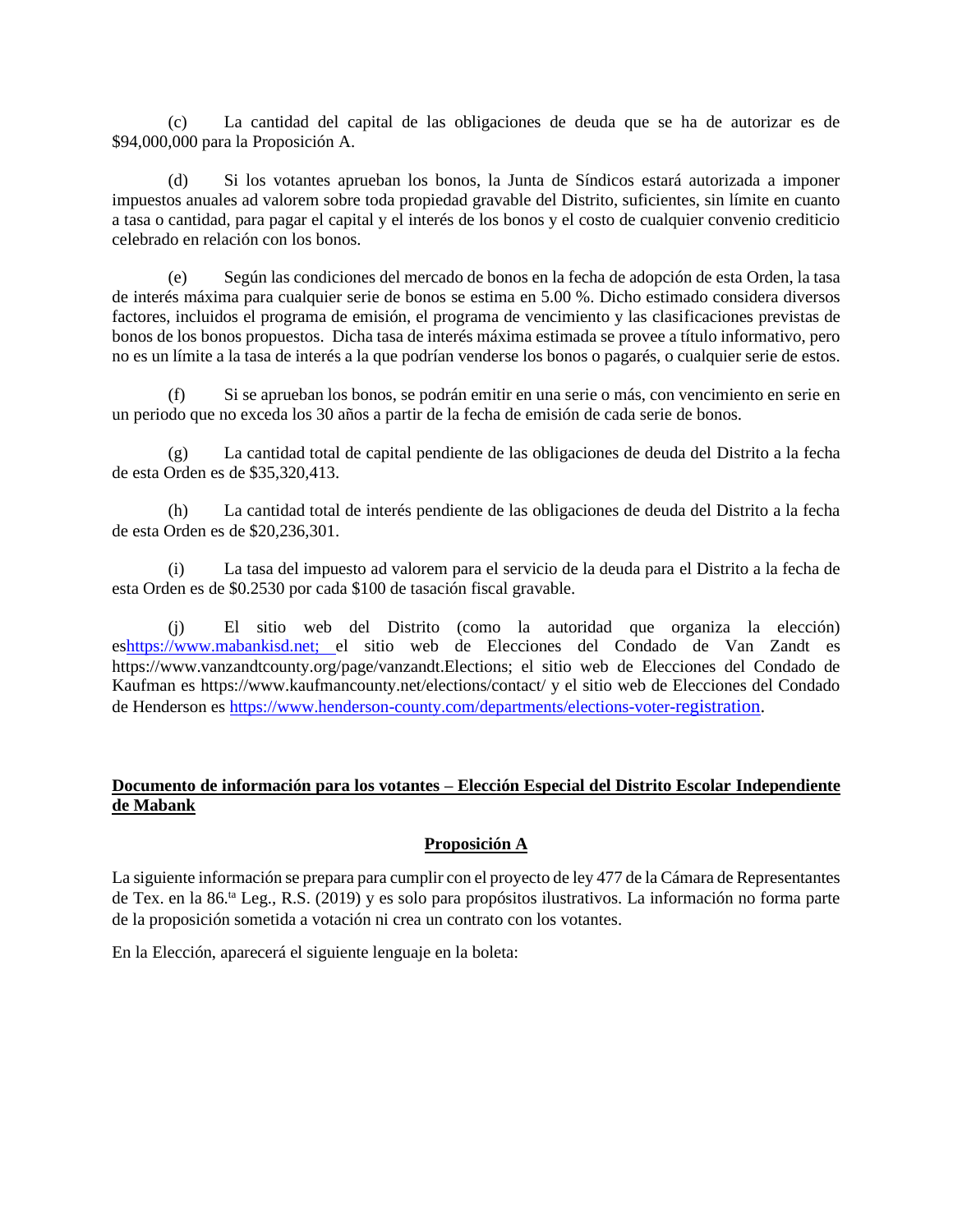(c) La cantidad del capital de las obligaciones de deuda que se ha de autorizar es de $94,000,000 para la Proposición A.

(d) Si los votantes aprueban los bonos, la Junta de Síndicos estará autorizada a imponer impuestos anuales ad valorem sobre toda propiedad gravable del Distrito, suficientes, sin límite en cuanto a tasa o cantidad, para pagar el capital y el interés de los bonos y el costo de cualquier convenio crediticio celebrado en relación con los bonos.

(e) Según las condiciones del mercado de bonos en la fecha de adopción de esta Orden, la tasa de interés máxima para cualquier serie de bonos se estima en 5.00 %. Dicho estimado considera diversos factores, incluidos el programa de emisión, el programa de vencimiento y las clasificaciones previstas de bonos de los bonos propuestos. Dicha tasa de interés máxima estimada se provee a título informativo, pero no es un límite a la tasa de interés a la que podrían venderse los bonos o pagarés, o cualquier serie de estos.

(f) Si se aprueban los bonos, se podrán emitir en una serie o más, con vencimiento en serie en un periodo que no exceda los 30 años a partir de la fecha de emisión de cada serie de bonos.

(g) La cantidad total de capital pendiente de las obligaciones de deuda del Distrito a la fecha de esta Orden es de $35,320,413.

(h) La cantidad total de interés pendiente de las obligaciones de deuda del Distrito a la fecha de esta Orden es de $20,236,301.

(i) La tasa del impuesto ad valorem para el servicio de la deuda para el Distrito a la fecha de esta Orden es de $0.2530 por cada $100 de tasación fiscal gravable.

(j) El sitio web del Distrito (como la autoridad que organiza la elección) eshttps://www.mabankisd.net; el sitio web de Elecciones del Condado de Van Zandt es https://www.vanzandtcounty.org/page/vanzandt.Elections; el sitio web de Elecciones del Condado de Kaufman es https://www.kaufmancounty.net/elections/contact/ y el sitio web de Elecciones del Condado de Henderson es https://www.henderson-county.com/departments/elections-voter-registration.

**Documento de información para los votantes – Elección Especial del Distrito Escolar Independiente de Mabank**

**Proposición A**

La siguiente información se prepara para cumplir con el proyecto de ley 477 de la Cámara de Representantes de Tex. en la 86.ta Leg., R.S. (2019) y es solo para propósitos ilustrativos. La información no forma parte de la proposición sometida a votación ni crea un contrato con los votantes.

En la Elección, aparecerá el siguiente lenguaje en la boleta: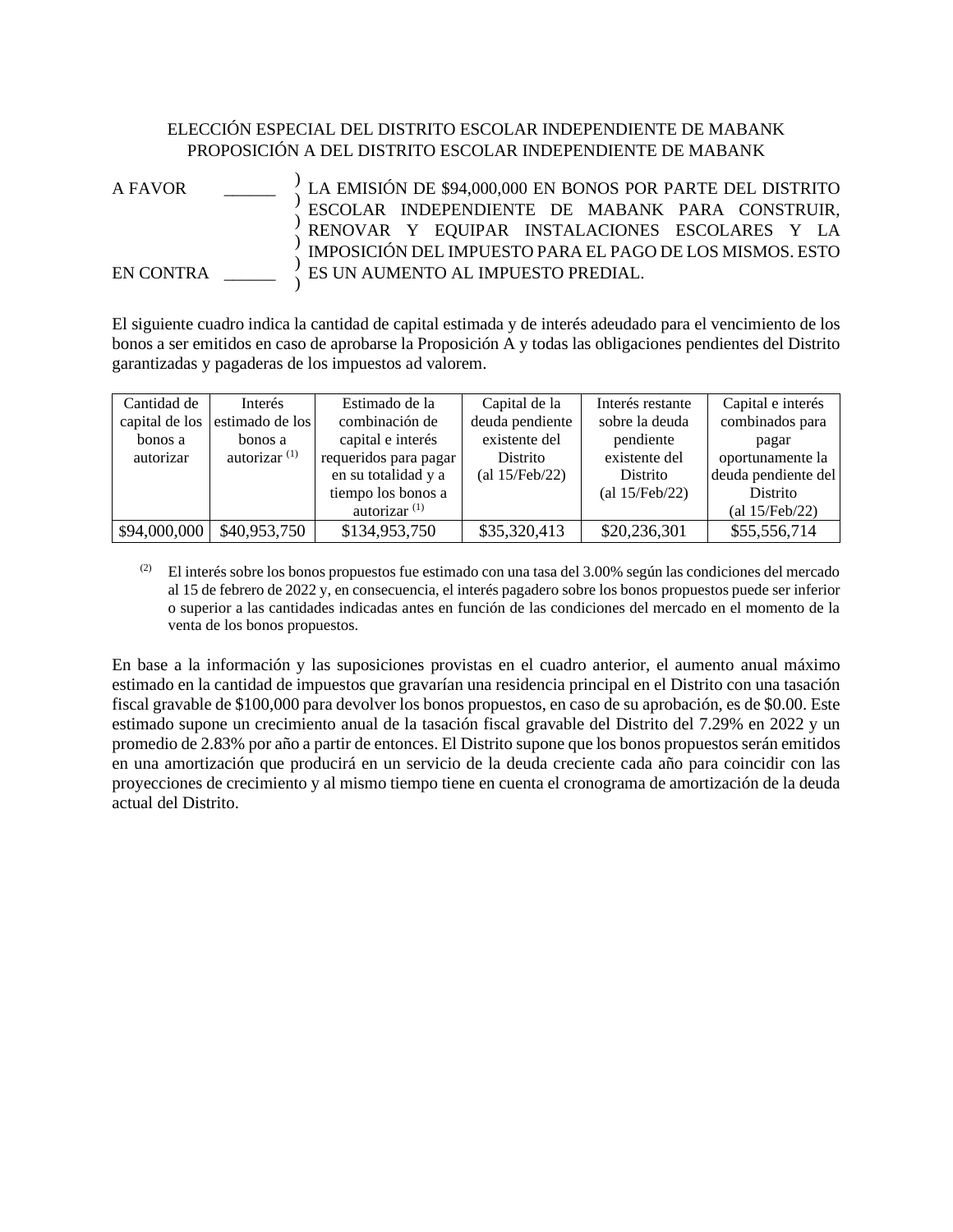ELECCIÓN ESPECIAL DEL DISTRITO ESCOLAR INDEPENDIENTE DE MABANK
PROPOSICIÓN A DEL DISTRITO ESCOLAR INDEPENDIENTE DE MABANK

A FAVOR ______ ) LA EMISIÓN DE $94,000,000 EN BONOS POR PARTE DEL DISTRITO ESCOLAR INDEPENDIENTE DE MABANK PARA CONSTRUIR, RENOVAR Y EQUIPAR INSTALACIONES ESCOLARES Y LA IMPOSICIÓN DEL IMPUESTO PARA EL PAGO DE LOS MISMOS. ESTO ES UN AUMENTO AL IMPUESTO PREDIAL.

EN CONTRA ______ )

El siguiente cuadro indica la cantidad de capital estimada y de interés adeudado para el vencimiento de los bonos a ser emitidos en caso de aprobarse la Proposición A y todas las obligaciones pendientes del Distrito garantizadas y pagaderas de los impuestos ad valorem.

| Cantidad de capital de los bonos a autorizar | Interés estimado de los bonos a autorizar [1] | Estimado de la combinación de capital e interés requeridos para pagar en su totalidad y a tiempo los bonos a autorizar [1] | Capital de la deuda pendiente existente del Distrito (al 15/Feb/22) | Interés restante sobre la deuda pendiente existente del Distrito (al 15/Feb/22) | Capital e interés combinados para pagar oportunamente la deuda pendiente del Distrito (al 15/Feb/22) |
|---|---|---|---|---|---|
| $94,000,000 | $40,953,750 | $134,953,750 | $35,320,413 | $20,236,301 | $55,556,714 |

[2] El interés sobre los bonos propuestos fue estimado con una tasa del 3.00% según las condiciones del mercado al 15 de febrero de 2022 y, en consecuencia, el interés pagadero sobre los bonos propuestos puede ser inferior o superior a las cantidades indicadas antes en función de las condiciones del mercado en el momento de la venta de los bonos propuestos.

En base a la información y las suposiciones provistas en el cuadro anterior, el aumento anual máximo estimado en la cantidad de impuestos que gravarían una residencia principal en el Distrito con una tasación fiscal gravable de $100,000 para devolver los bonos propuestos, en caso de su aprobación, es de $0.00. Este estimado supone un crecimiento anual de la tasación fiscal gravable del Distrito del 7.29% en 2022 y un promedio de 2.83% por año a partir de entonces. El Distrito supone que los bonos propuestos serán emitidos en una amortización que producirá en un servicio de la deuda creciente cada año para coincidir con las proyecciones de crecimiento y al mismo tiempo tiene en cuenta el cronograma de amortización de la deuda actual del Distrito.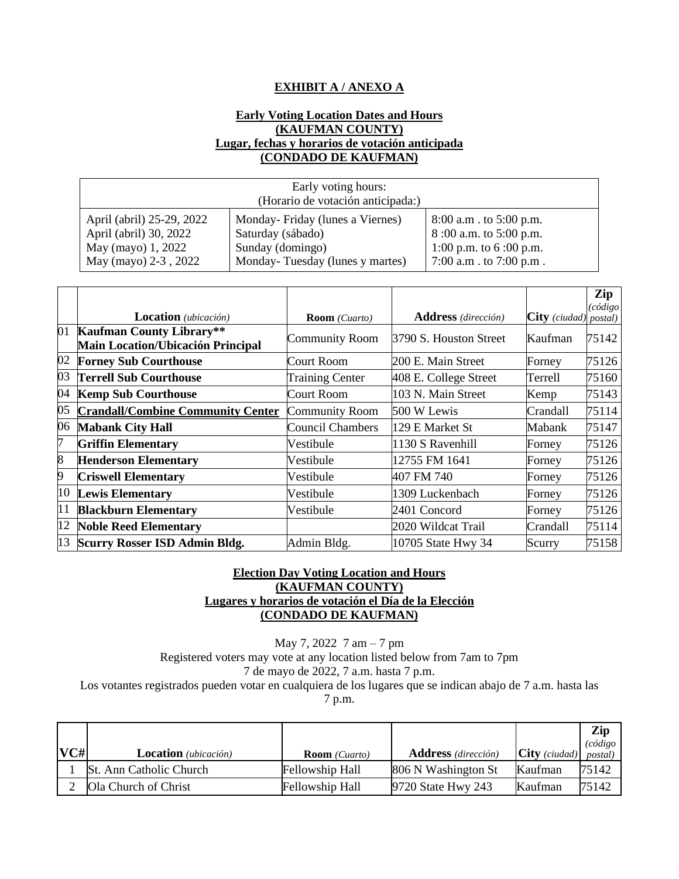**EXHIBIT A / ANEXO A**

**Early Voting Location Dates and Hours**
**(KAUFMAN COUNTY)**
**Lugar, fechas y horarios de votación anticipada**
**(CONDADO DE KAUFMAN)**

| Early voting hours: (Horario de votación anticipada:) | | |
|---|---|---|
| April (abril) 25-29, 2022<br>April (abril) 30, 2022<br>May (mayo) 1, 2022<br>May (mayo) 2-3 , 2022 | Monday- Friday (lunes a Viernes)<br>Saturday (sábado)<br>Sunday (domingo)<br>Monday- Tuesday (lunes y martes) | 8:00 a.m . to 5:00 p.m.<br>8 :00 a.m. to 5:00 p.m.<br>1:00 p.m. to 6 :00 p.m.<br>7:00 a.m . to 7:00 p.m . |

| | **Location** *(ubicación)* | **Room** *(Cuarto)* | **Address** *(dirección)* | **City** *(ciudad)* | **Zip** *(código postal)* |
|---|---|---|---|---|---|
| 01 | **Kaufman County Library\*\* Main Location/Ubicación Principal** | Community Room | 3790 S. Houston Street | Kaufman | 75142 |
| 02 | **Forney Sub Courthouse** | Court Room | 200 E. Main Street | Forney | 75126 |
| 03 | **Terrell Sub Courthouse** | Training Center | 408 E. College Street | Terrell | 75160 |
| 04 | **Kemp Sub Courthouse** | Court Room | 103 N. Main Street | Kemp | 75143 |
| 05 | **Crandall/Combine Community Center** | Community Room | 500 W Lewis | Crandall | 75114 |
| 06 | **Mabank City Hall** | Council Chambers | 129 E Market St | Mabank | 75147 |
| 7 | **Griffin Elementary** | Vestibule | 1130 S Ravenhill | Forney | 75126 |
| 8 | **Henderson Elementary** | Vestibule | 12755 FM 1641 | Forney | 75126 |
| 9 | **Criswell Elementary** | Vestibule | 407 FM 740 | Forney | 75126 |
| 10 | **Lewis Elementary** | Vestibule | 1309 Luckenbach | Forney | 75126 |
| 11 | **Blackburn Elementary** | Vestibule | 2401 Concord | Forney | 75126 |
| 12 | **Noble Reed Elementary** | | 2020 Wildcat Trail | Crandall | 75114 |
| 13 | **Scurry Rosser ISD Admin Bldg.** | Admin Bldg. | 10705 State Hwy 34 | Scurry | 75158 |

**Election Day Voting Location and Hours**
**(KAUFMAN COUNTY)**
**Lugares y horarios de votación el Día de la Elección**
**(CONDADO DE KAUFMAN)**

May 7, 2022 7 am – 7 pm
Registered voters may vote at any location listed below from 7am to 7pm
7 de mayo de 2022, 7 a.m. hasta 7 p.m.
Los votantes registrados pueden votar en cualquiera de los lugares que se indican abajo de 7 a.m. hasta las 7 p.m.

| **VC#** | **Location** *(ubicación)* | **Room** *(Cuarto)* | **Address** *(dirección)* | **City** *(ciudad)* | **Zip** *(código postal)* |
|---|---|---|---|---|---|
| 1 | St. Ann Catholic Church | Fellowship Hall | 806 N Washington St | Kaufman | 75142 |
| 2 | Ola Church of Christ | Fellowship Hall | 9720 State Hwy 243 | Kaufman | 75142 |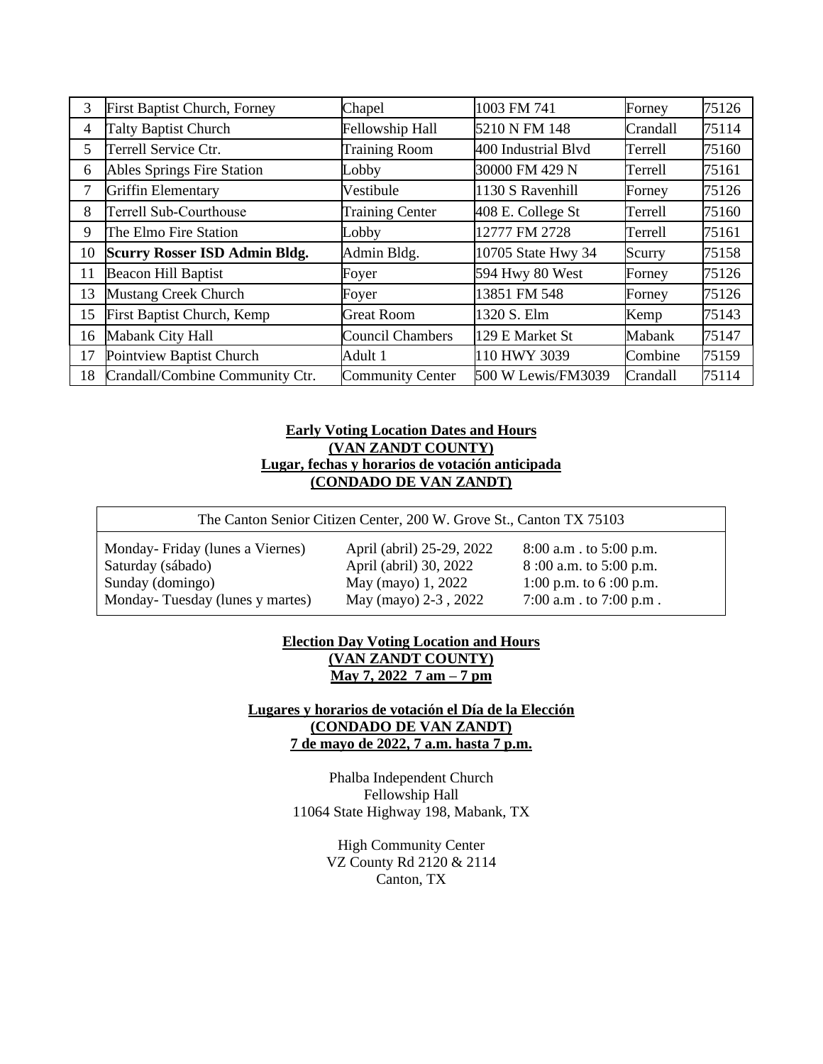| | | | | | |
|---|---|---|---|---|---|
| 3 | First Baptist Church, Forney | Chapel | 1003 FM 741 | Forney | 75126 |
| 4 | Talty Baptist Church | Fellowship Hall | 5210 N FM 148 | Crandall | 75114 |
| 5 | Terrell Service Ctr. | Training Room | 400 Industrial Blvd | Terrell | 75160 |
| 6 | Ables Springs Fire Station | Lobby | 30000 FM 429 N | Terrell | 75161 |
| 7 | Griffin Elementary | Vestibule | 1130 S Ravenhill | Forney | 75126 |
| 8 | Terrell Sub-Courthouse | Training Center | 408 E. College St | Terrell | 75160 |
| 9 | The Elmo Fire Station | Lobby | 12777 FM 2728 | Terrell | 75161 |
| 10 | **Scurry Rosser ISD Admin Bldg.** | Admin Bldg. | 10705 State Hwy 34 | Scurry | 75158 |
| 11 | Beacon Hill Baptist | Foyer | 594 Hwy 80 West | Forney | 75126 |
| 13 | Mustang Creek Church | Foyer | 13851 FM 548 | Forney | 75126 |
| 15 | First Baptist Church, Kemp | Great Room | 1320 S. Elm | Kemp | 75143 |
| 16 | Mabank City Hall | Council Chambers | 129 E Market St | Mabank | 75147 |
| 17 | Pointview Baptist Church | Adult 1 | 110 HWY 3039 | Combine | 75159 |
| 18 | Crandall/Combine Community Ctr. | Community Center | 500 W Lewis/FM3039 | Crandall | 75114 |

**Early Voting Location Dates and Hours**
**(VAN ZANDT COUNTY)**
**Lugar, fechas y horarios de votación anticipada**
**(CONDADO DE VAN ZANDT)**

| The Canton Senior Citizen Center, 200 W. Grove St., Canton TX 75103 | | |
|---|---|---|
| Monday- Friday (lunes a Viernes) | April (abril) 25-29, 2022 | 8:00 a.m . to 5:00 p.m. |
| Saturday (sábado) | April (abril) 30, 2022 | 8 :00 a.m. to 5:00 p.m. |
| Sunday (domingo) | May (mayo) 1, 2022 | 1:00 p.m. to 6 :00 p.m. |
| Monday- Tuesday (lunes y martes) | May (mayo) 2-3 , 2022 | 7:00 a.m . to 7:00 p.m . |

**Election Day Voting Location and Hours**
**(VAN ZANDT COUNTY)**
**May 7, 2022 7 am – 7 pm**

**Lugares y horarios de votación el Día de la Elección**
**(CONDADO DE VAN ZANDT)**
**7 de mayo de 2022, 7 a.m. hasta 7 p.m.**

Phalba Independent Church
Fellowship Hall
11064 State Highway 198, Mabank, TX

High Community Center
VZ County Rd 2120 & 2114
Canton, TX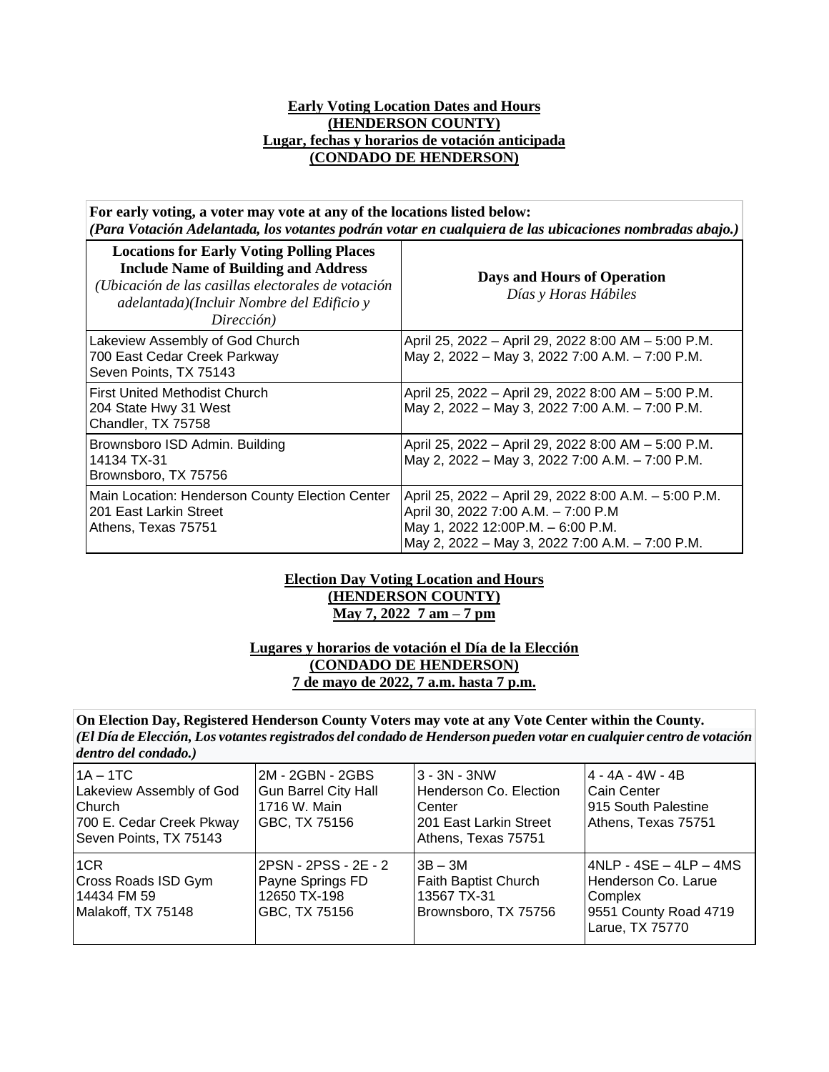**Early Voting Location Dates and Hours**
**(HENDERSON COUNTY)**
**Lugar, fechas y horarios de votación anticipada**
**(CONDADO DE HENDERSON)**

| **For early voting, a voter may vote at any of the locations listed below:** *(Para Votación Adelantada, los votantes podrán votar en cualquiera de las ubicaciones nombradas abajo.)* | |
|---|---|
| **Locations for Early Voting Polling Places Include Name of Building and Address** *(Ubicación de las casillas electorales de votación adelantada)(Incluir Nombre del Edificio y Dirección)* | **Days and Hours of Operation** *Días y Horas Hábiles* |
| Lakeview Assembly of God Church<br>700 East Cedar Creek Parkway<br>Seven Points, TX 75143 | April 25, 2022 – April 29, 2022 8:00 AM – 5:00 P.M.<br>May 2, 2022 – May 3, 2022 7:00 A.M. – 7:00 P.M. |
| First United Methodist Church<br>204 State Hwy 31 West<br>Chandler, TX 75758 | April 25, 2022 – April 29, 2022 8:00 AM – 5:00 P.M.<br>May 2, 2022 – May 3, 2022 7:00 A.M. – 7:00 P.M. |
| Brownsboro ISD Admin. Building<br>14134 TX-31<br>Brownsboro, TX 75756 | April 25, 2022 – April 29, 2022 8:00 AM – 5:00 P.M.<br>May 2, 2022 – May 3, 2022 7:00 A.M. – 7:00 P.M. |
| Main Location: Henderson County Election Center<br>201 East Larkin Street<br>Athens, Texas 75751 | April 25, 2022 – April 29, 2022 8:00 A.M. – 5:00 P.M.<br>April 30, 2022 7:00 A.M. – 7:00 P.M<br>May 1, 2022 12:00P.M. – 6:00 P.M.<br>May 2, 2022 – May 3, 2022 7:00 A.M. – 7:00 P.M. |

**Election Day Voting Location and Hours**
**(HENDERSON COUNTY)**
**May 7, 2022 7 am – 7 pm**

**Lugares y horarios de votación el Día de la Elección**
**(CONDADO DE HENDERSON)**
**7 de mayo de 2022, 7 a.m. hasta 7 p.m.**

**On Election Day, Registered Henderson County Voters may vote at any Vote Center within the County.**
***(El Día de Elección, Los votantes registrados del condado de Henderson pueden votar en cualquier centro de votación dentro del condado.)***

| | | | |
|---|---|---|---|
| 1A – 1TC<br>Lakeview Assembly of God Church<br>700 E. Cedar Creek Pkway<br>Seven Points, TX 75143 | 2M - 2GBN - 2GBS<br>Gun Barrel City Hall<br>1716 W. Main<br>GBC, TX 75156 | 3 - 3N - 3NW<br>Henderson Co. Election Center<br>201 East Larkin Street<br>Athens, Texas 75751 | 4 - 4A - 4W - 4B<br>Cain Center<br>915 South Palestine<br>Athens, Texas 75751 |
| 1CR<br>Cross Roads ISD Gym<br>14434 FM 59<br>Malakoff, TX 75148 | 2PSN - 2PSS - 2E - 2<br>Payne Springs FD<br>12650 TX-198<br>GBC, TX 75156 | 3B – 3M<br>Faith Baptist Church<br>13567 TX-31<br>Brownsboro, TX 75756 | 4NLP - 4SE – 4LP – 4MS<br>Henderson Co. Larue Complex<br>9551 County Road 4719<br>Larue, TX 75770 |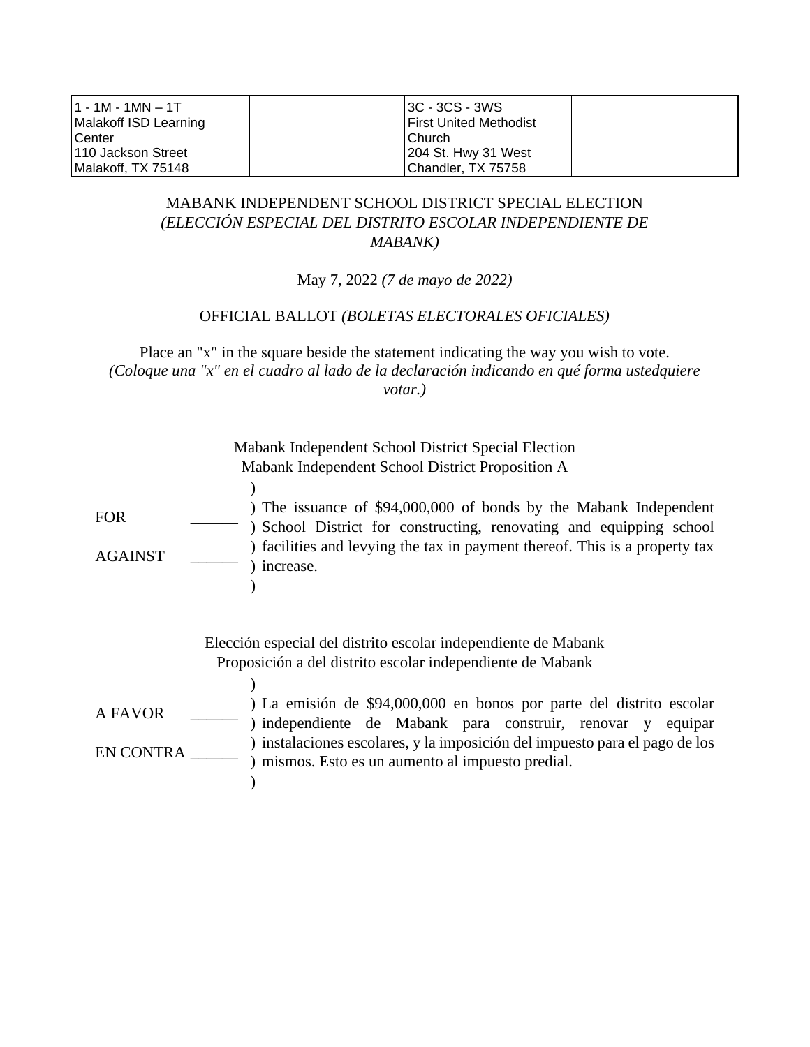| | | | |
|---|---|---|---|
| 1 - 1M - 1MN – 1T<br>Malakoff ISD Learning Center<br>110 Jackson Street<br>Malakoff, TX 75148 | | 3C - 3CS - 3WS<br>First United Methodist Church<br>204 St. Hwy 31 West<br>Chandler, TX 75758 | |

MABANK INDEPENDENT SCHOOL DISTRICT SPECIAL ELECTION
*(ELECCIÓN ESPECIAL DEL DISTRITO ESCOLAR INDEPENDIENTE DE MABANK)*

May 7, 2022 *(7 de mayo de 2022)*

OFFICIAL BALLOT *(BOLETAS ELECTORALES OFICIALES)*

Place an "x" in the square beside the statement indicating the way you wish to vote.
*(Coloque una "x" en el cuadro al lado de la declaración indicando en qué forma ustedquiere votar.)*

Mabank Independent School District Special Election
Mabank Independent School District Proposition A

| | | |
|---|---|---|
| FOR | ______ | The issuance of $94,000,000 of bonds by the Mabank Independent School District for constructing, renovating and equipping school facilities and levying the tax in payment thereof. This is a property tax increase. |
| AGAINST | ______ | |

Elección especial del distrito escolar independiente de Mabank
Proposición a del distrito escolar independiente de Mabank

| | | |
|---|---|---|
| A FAVOR | ______ | La emisión de $94,000,000 en bonos por parte del distrito escolar independiente de Mabank para construir, renovar y equipar instalaciones escolares, y la imposición del impuesto para el pago de los mismos. Esto es un aumento al impuesto predial. |
| EN CONTRA | ______ | |